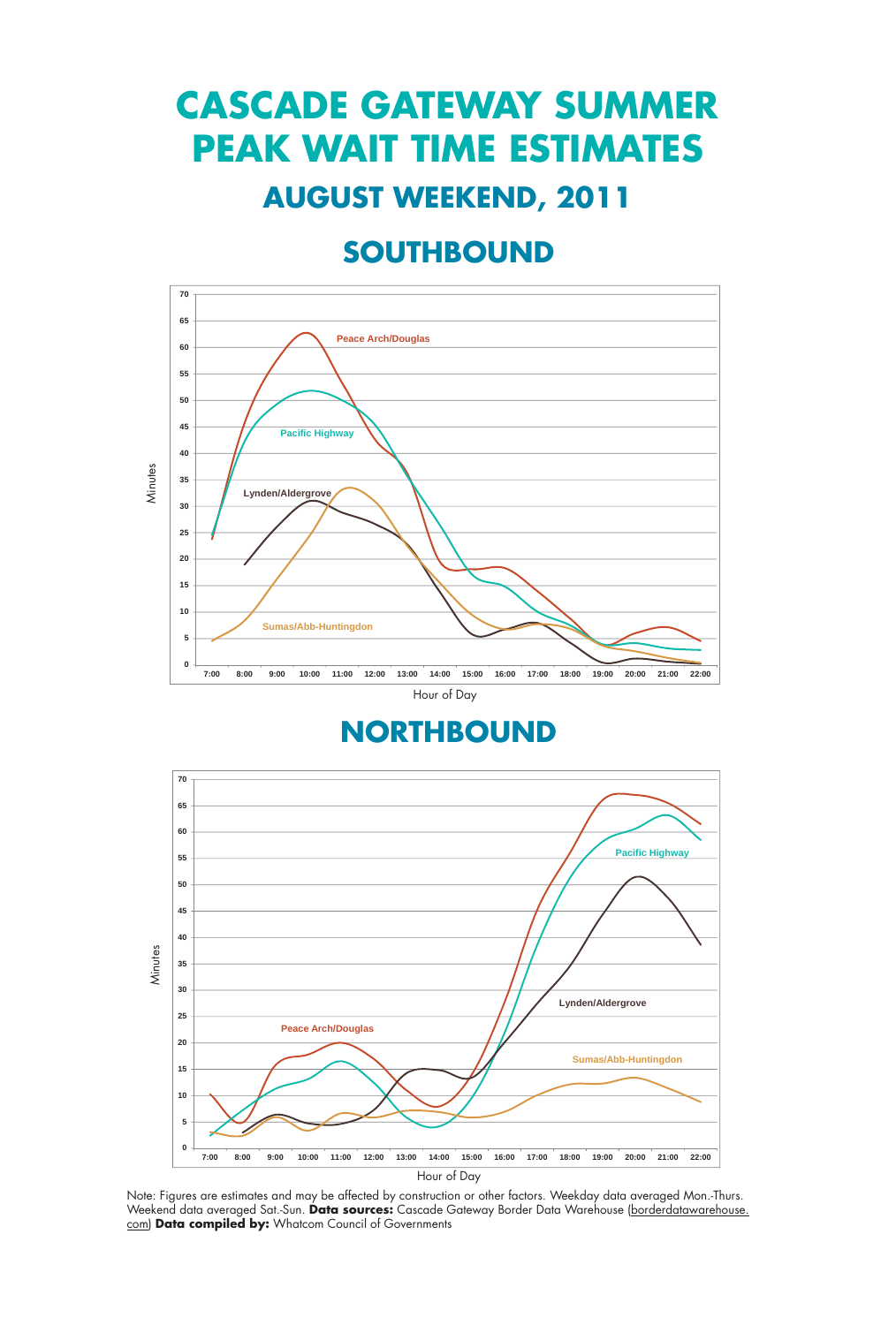# CASCADE GATEWAY SUMMER PEAK WAIT TIME ESTIMATES

## AUGUST WEEKEND, 2011

### SOUTHBOUND

Minutes

Peace Arch/Douglas

Pacific Highway

Lynden/Aldergrove

Sumas/Abb-Huntingdon

Hour of Day

### NORTHBOUND

Minutes

Pacific Highway

Lynden/Aldergrove

Peace Arch/Douglas

Sumas/Abb-Huntingdon

Hour of Day

Note: Figures are estimates and may be affected by construction or other factors. Weekday data averaged Mon.-Thurs. Weekend data averaged Sat.-Sun. **Data sources:** Cascade Gateway Border Data Warehouse (borderdatawarehouse.com) **Data compiled by:** Whatcom Council of Governments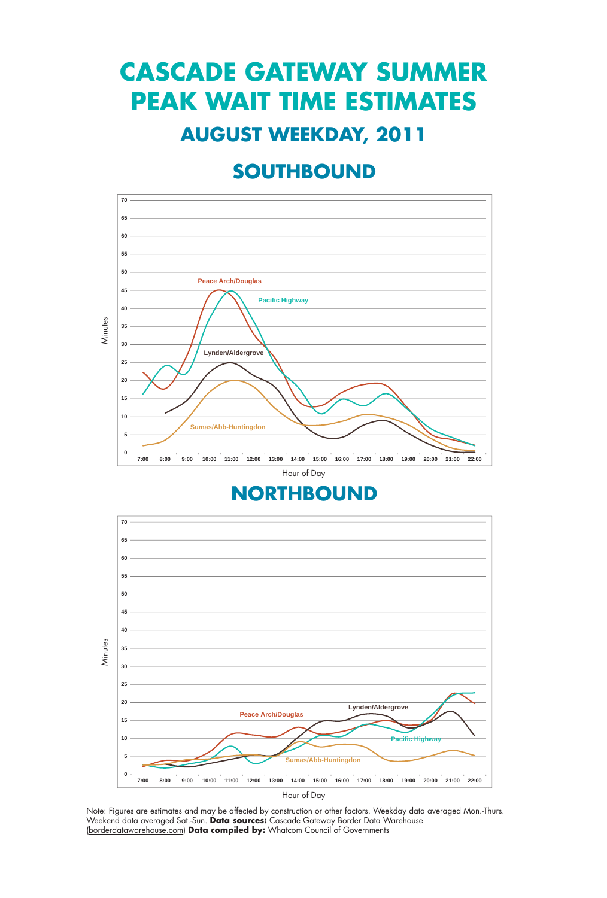# CASCADE GATEWAY SUMMER PEAK WAIT TIME ESTIMATES

## AUGUST WEEKDAY, 2011

### SOUTHBOUND

Minutes

Peace Arch/Douglas

Pacific Highway

Lynden/Aldergrove

Sumas/Abb-Huntingdon

Hour of Day

### NORTHBOUND

Minutes

Peace Arch/Douglas

Lynden/Aldergrove

Pacific Highway

Sumas/Abb-Huntingdon

Hour of Day

Note: Figures are estimates and may be affected by construction or other factors. Weekday data averaged Mon.-Thurs. Weekend data averaged Sat.-Sun. **Data sources:** Cascade Gateway Border Data Warehouse (borderdatawarehouse.com) **Data compiled by:** Whatcom Council of Governments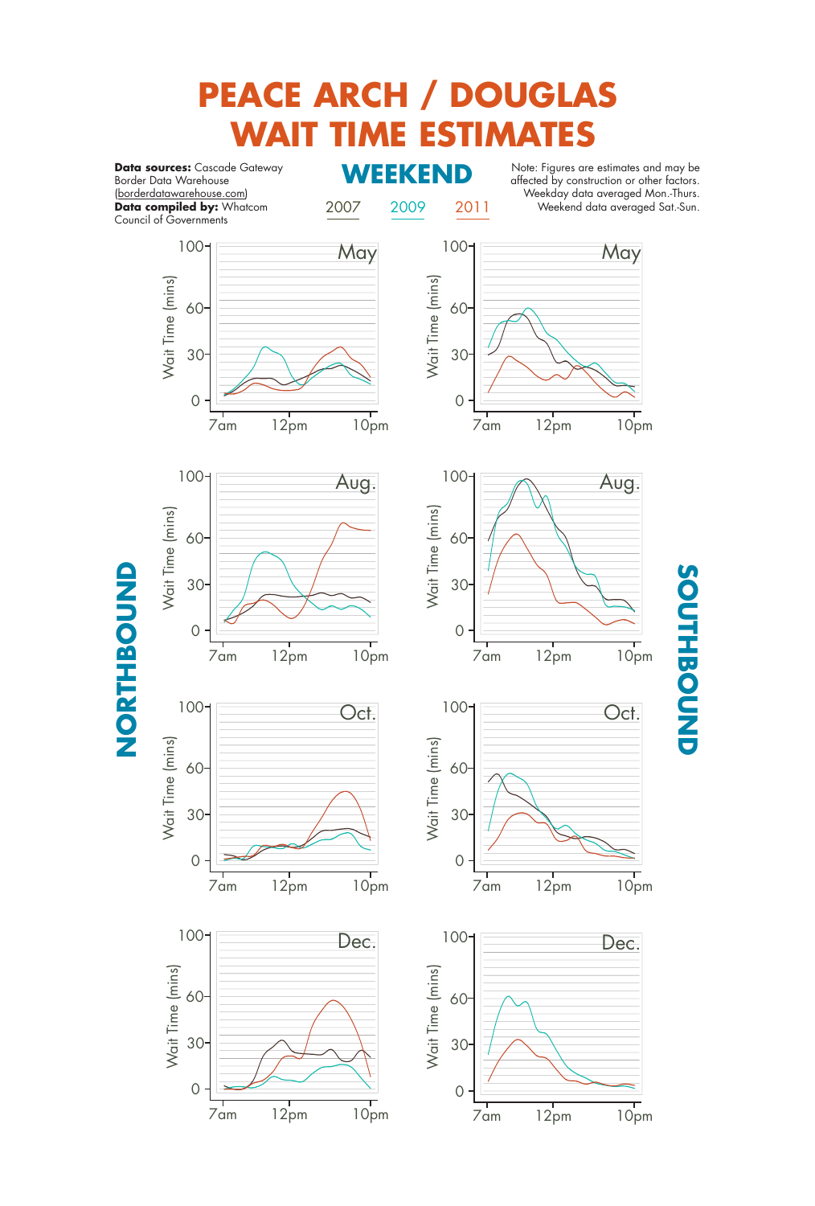# PEACE ARCH / DOUGLAS WAIT TIME ESTIMATES

**Data sources:** Cascade Gateway Border Data Warehouse (borderdatawarehouse.com)
**Data compiled by:** Whatcom Council of Governments

## WEEKEND

2007 2009 2011

Note: Figures are estimates and may be affected by construction or other factors. Weekday data averaged Mon.-Thurs. Weekend data averaged Sat.-Sun.

**NORTHBOUND**

**SOUTHBOUND**

May

Aug.

Oct.

Dec.

Wait Time (mins)

0 30 60 100

7am 12pm 10pm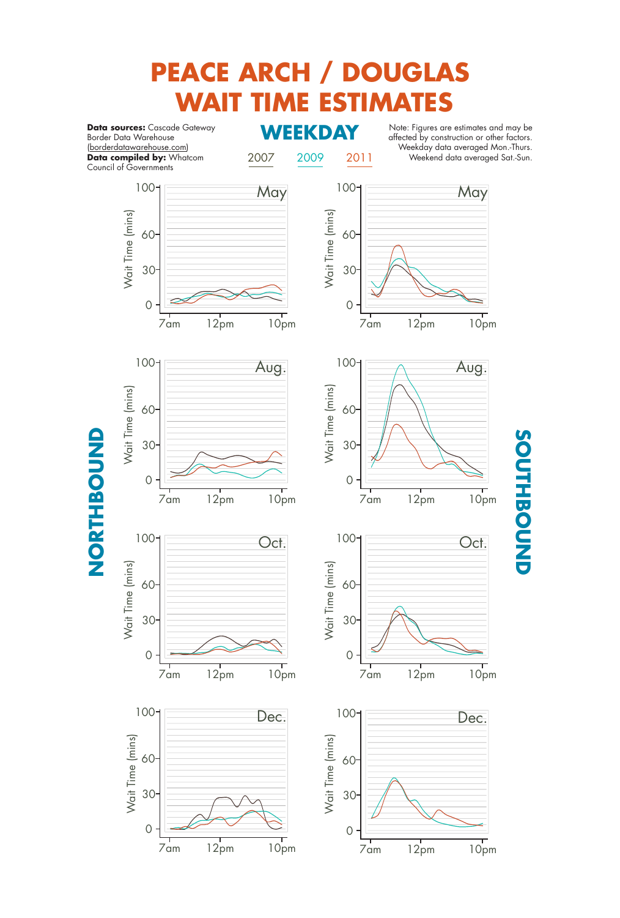# PEACE ARCH / DOUGLAS WAIT TIME ESTIMATES

**Data sources:** Cascade Gateway Border Data Warehouse (borderdatawarehouse.com)
**Data compiled by:** Whatcom Council of Governments

## WEEKDAY

2007 2009 2011

Note: Figures are estimates and may be affected by construction or other factors. Weekday data averaged Mon.-Thurs. Weekend data averaged Sat.-Sun.

**NORTHBOUND**

May — Wait Time (mins): 0, 30, 60, 100; 7am, 12pm, 10pm

Aug. — Wait Time (mins): 0, 30, 60, 100; 7am, 12pm, 10pm

Oct. — Wait Time (mins): 0, 30, 60, 100; 7am, 12pm, 10pm

Dec. — Wait Time (mins): 0, 30, 60, 100; 7am, 12pm, 10pm

**SOUTHBOUND**

May — Wait Time (mins): 0, 30, 60, 100; 7am, 12pm, 10pm

Aug. — Wait Time (mins): 0, 30, 60, 100; 7am, 12pm, 10pm

Oct. — Wait Time (mins): 0, 30, 60, 100; 7am, 12pm, 10pm

Dec. — Wait Time (mins): 0, 30, 60, 100; 7am, 12pm, 10pm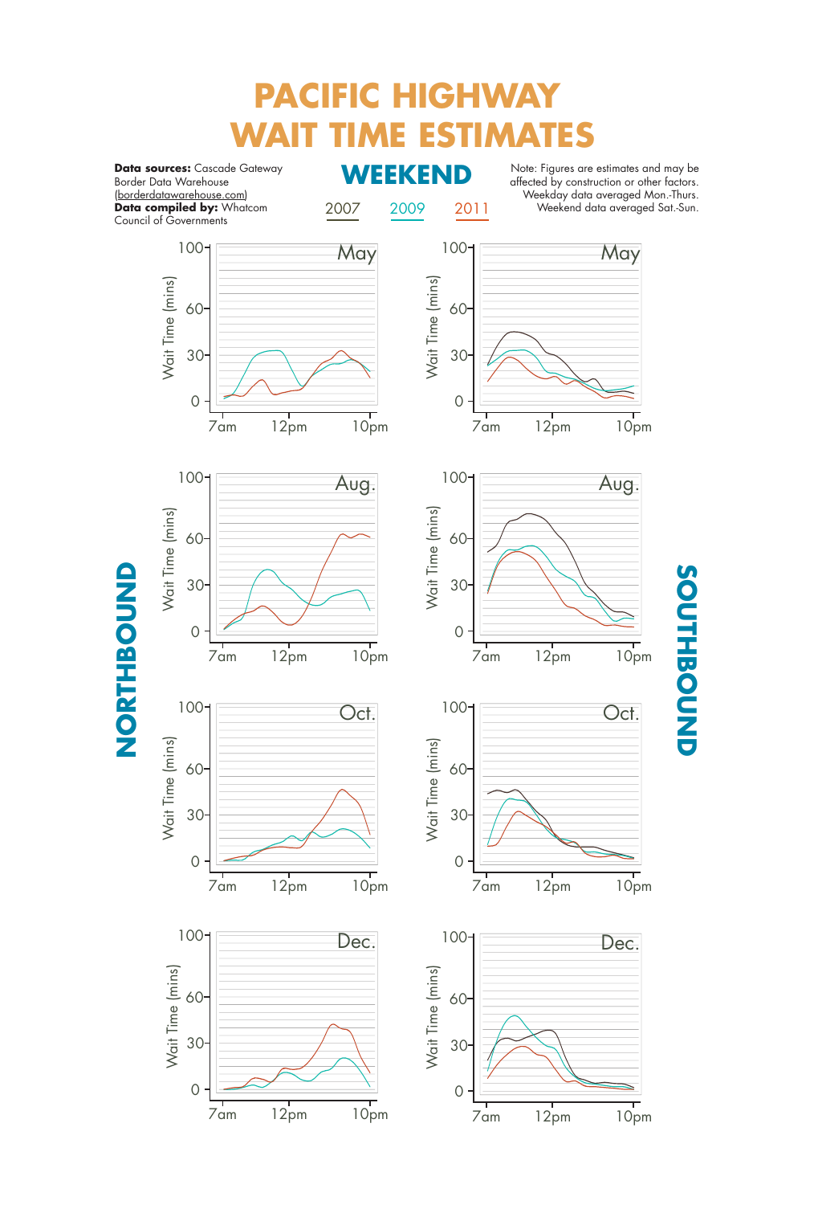# PACIFIC HIGHWAY WAIT TIME ESTIMATES

**Data sources:** Cascade Gateway Border Data Warehouse (borderdatawarehouse.com)
**Data compiled by:** Whatcom Council of Governments

## WEEKEND

2007 2009 2011

Note: Figures are estimates and may be affected by construction or other factors. Weekday data averaged Mon.-Thurs. Weekend data averaged Sat.-Sun.

**NORTHBOUND**

May

Aug.

Oct.

Dec.

**SOUTHBOUND**

May

Aug.

Oct.

Dec.

Wait Time (mins)

0 30 60 100

7am 12pm 10pm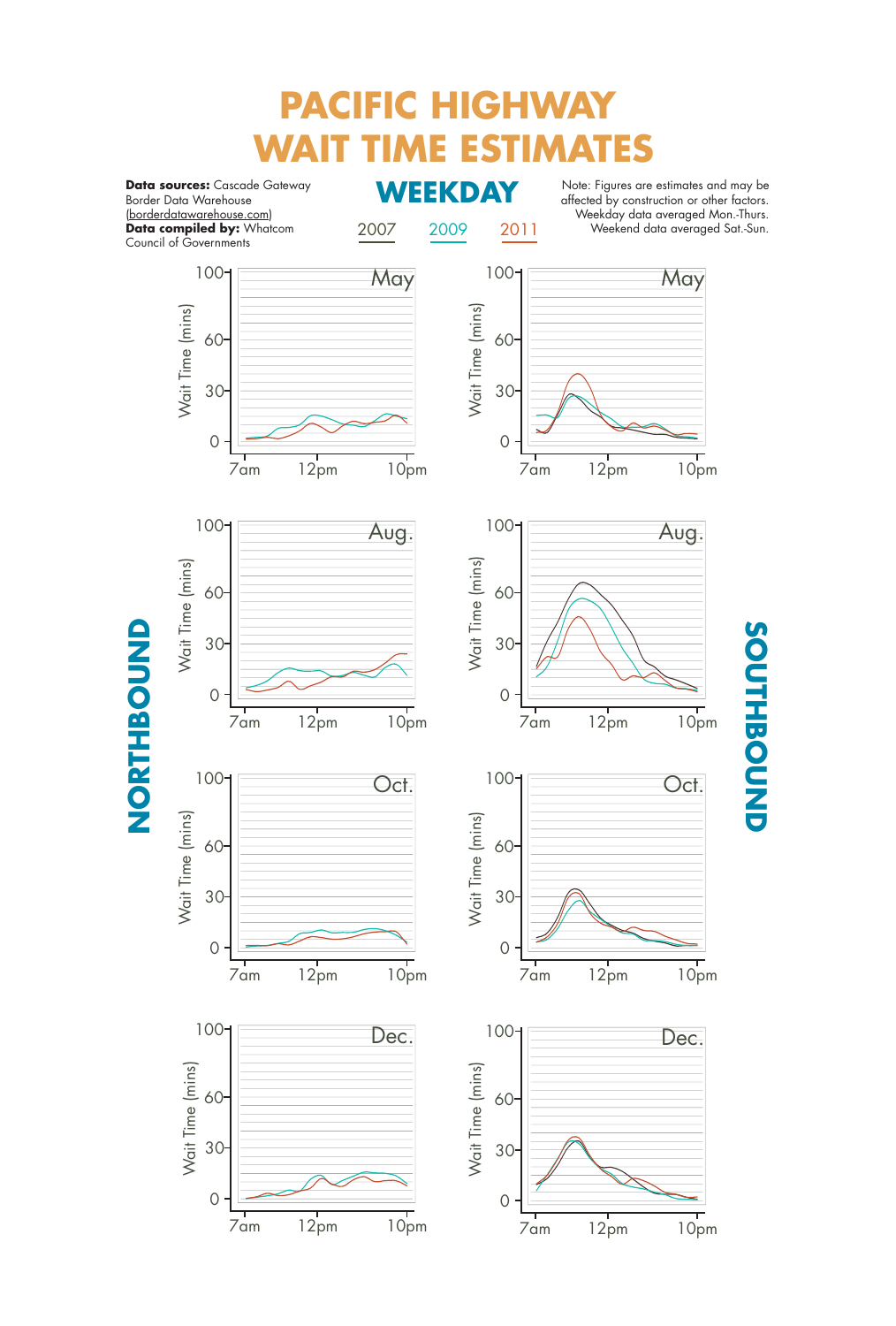# PACIFIC HIGHWAY WAIT TIME ESTIMATES

**Data sources:** Cascade Gateway Border Data Warehouse (borderdatawarehouse.com)
**Data compiled by:** Whatcom Council of Governments

## WEEKDAY

2007 2009 2011

Note: Figures are estimates and may be affected by construction or other factors. Weekday data averaged Mon.-Thurs. Weekend data averaged Sat.-Sun.

**NORTHBOUND**

**SOUTHBOUND**

May

Aug.

Oct.

Dec.

Wait Time (mins)

100 60 30 0

7am 12pm 10pm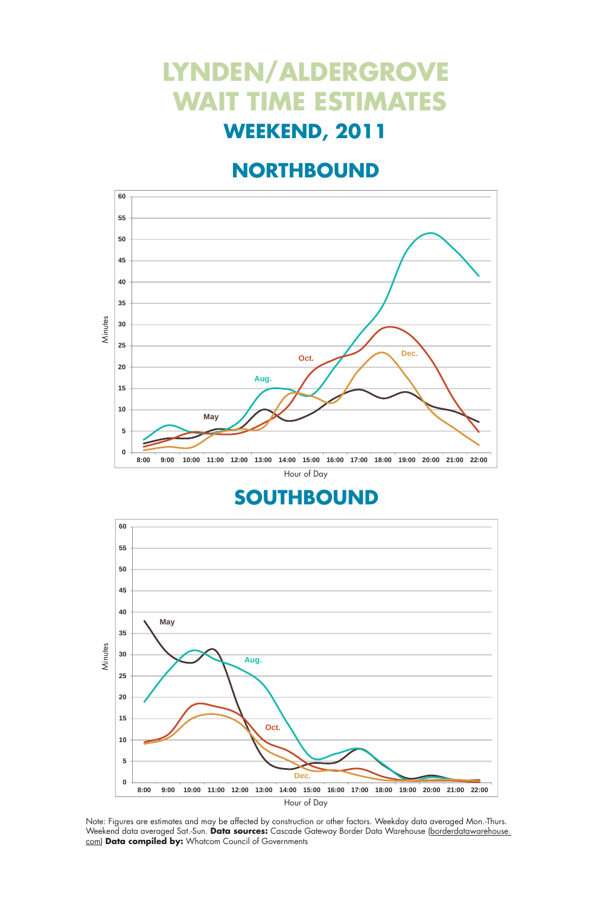# LYNDEN/ALDERGROVE WAIT TIME ESTIMATES

## WEEKEND, 2011

## NORTHBOUND

## SOUTHBOUND

Note: Figures are estimates and may be affected by construction or other factors. Weekday data averaged Mon.-Thurs. Weekend data averaged Sat.-Sun. **Data sources:** Cascade Gateway Border Data Warehouse (borderdatawarehouse.com) **Data compiled by:** Whatcom Council of Governments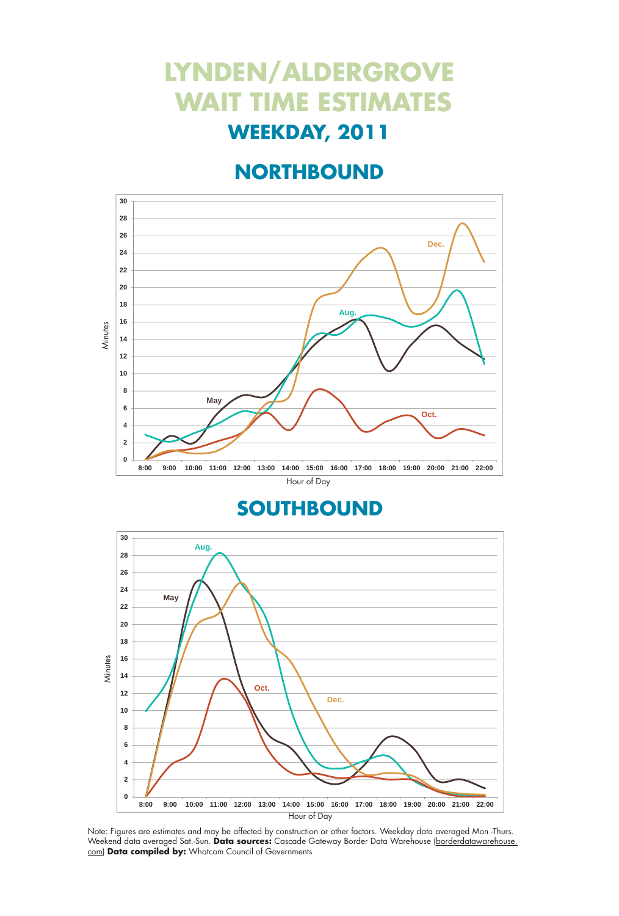# LYNDEN/ALDERGROVE WAIT TIME ESTIMATES

## WEEKDAY, 2011

## NORTHBOUND

## SOUTHBOUND

Note: Figures are estimates and may be affected by construction or other factors. Weekday data averaged Mon.-Thurs. Weekend data averaged Sat.-Sun. **Data sources:** Cascade Gateway Border Data Warehouse (borderdatawarehouse.com) **Data compiled by:** Whatcom Council of Governments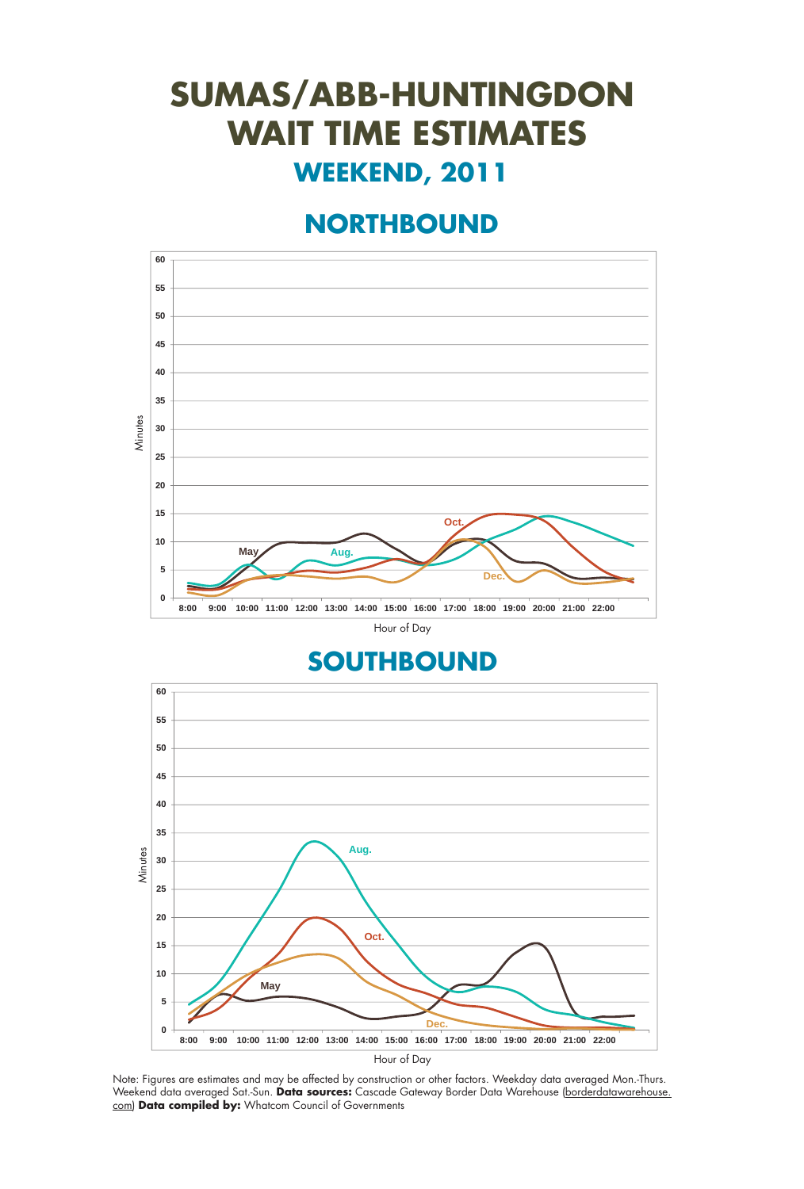# SUMAS/ABB-HUNTINGDON WAIT TIME ESTIMATES

## WEEKEND, 2011

## NORTHBOUND

## SOUTHBOUND

Note: Figures are estimates and may be affected by construction or other factors. Weekday data averaged Mon.-Thurs. Weekend data averaged Sat.-Sun. **Data sources:** Cascade Gateway Border Data Warehouse (borderdatawarehouse.com) **Data compiled by:** Whatcom Council of Governments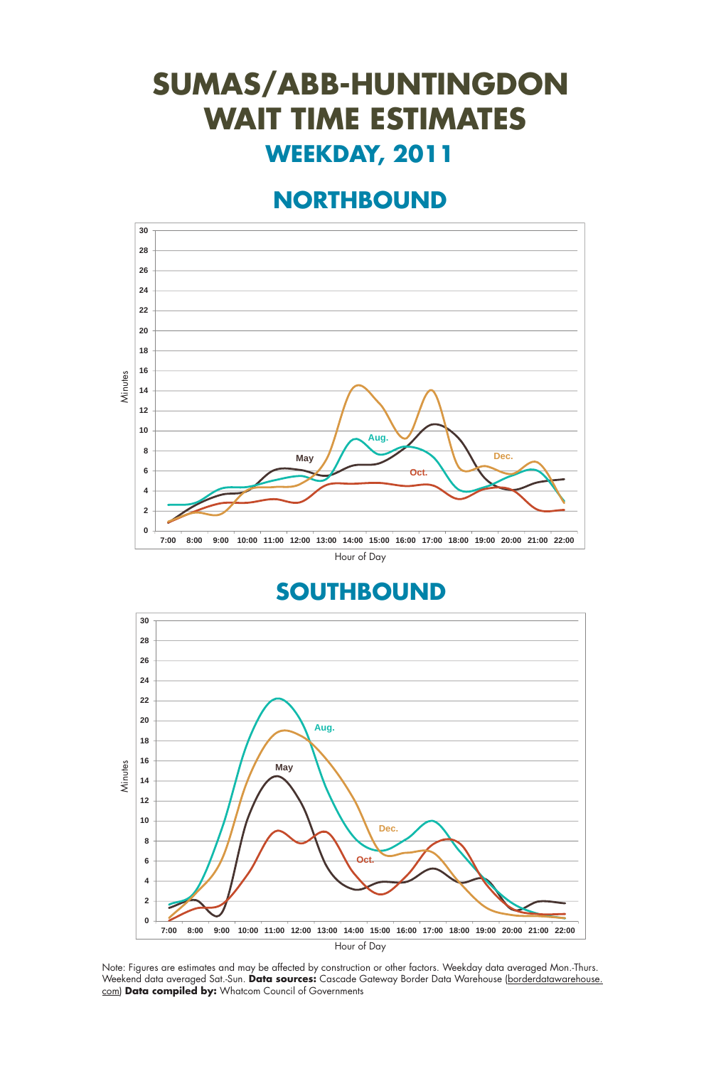# SUMAS/ABB-HUNTINGDON WAIT TIME ESTIMATES

## WEEKDAY, 2011

## NORTHBOUND

Minutes

0
2
4
6
8
10
12
14
16
18
20
22
24
26
28
30

7:00 8:00 9:00 10:00 11:00 12:00 13:00 14:00 15:00 16:00 17:00 18:00 19:00 20:00 21:00 22:00

Hour of Day

May
Aug.
Oct.
Dec.

## SOUTHBOUND

Minutes

0
2
4
6
8
10
12
14
16
18
20
22
24
26
28
30

7:00 8:00 9:00 10:00 11:00 12:00 13:00 14:00 15:00 16:00 17:00 18:00 19:00 20:00 21:00 22:00

Hour of Day

Aug.
May
Dec.
Oct.

Note: Figures are estimates and may be affected by construction or other factors. Weekday data averaged Mon.-Thurs. Weekend data averaged Sat.-Sun. **Data sources:** Cascade Gateway Border Data Warehouse (borderdatawarehouse.com) **Data compiled by:** Whatcom Council of Governments